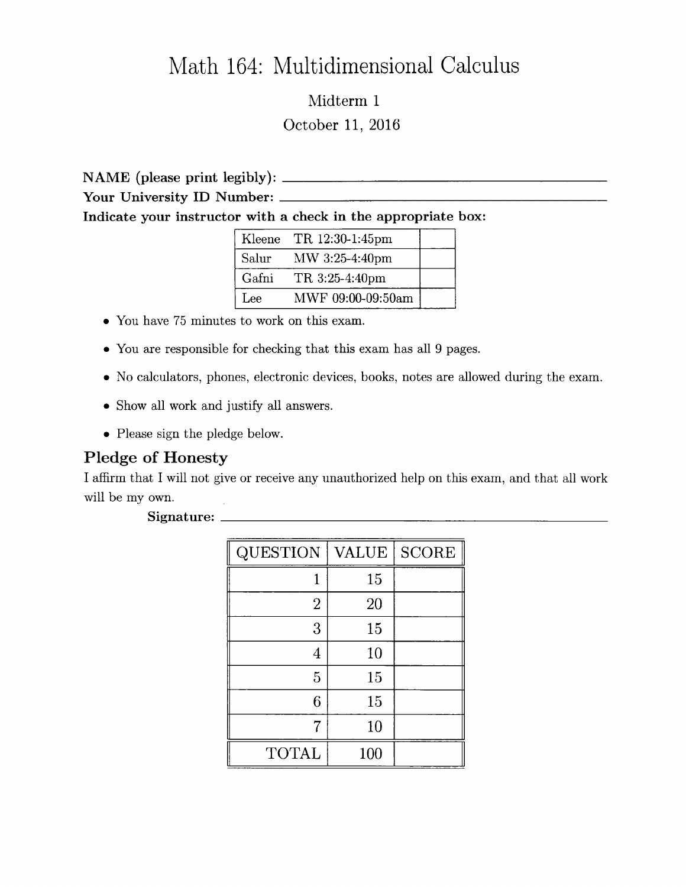# Math 164: Multidimensional Calculus

Midterm 1

October 11, 2016

**NAME (please print legibly):** ______________________________

**Your University ID Number:** ______________________________

**Indicate your instructor with a check in the appropriate box:**

| Instructor | Time | |
|---|---|---|
| Kleene | TR 12:30-1:45pm | |
| Salur | MW 3:25-4:40pm | |
| Gafni | TR 3:25-4:40pm | |
| Lee | MWF 09:00-09:50am | |

- You have 75 minutes to work on this exam.
- You are responsible for checking that this exam has all 9 pages.
- No calculators, phones, electronic devices, books, notes are allowed during the exam.
- Show all work and justify all answers.
- Please sign the pledge below.

## Pledge of Honesty

I affirm that I will not give or receive any unauthorized help on this exam, and that all work will be my own.

**Signature:** ______________________________

| QUESTION | VALUE | SCORE |
|---|---|---|
| 1 | 15 | |
| 2 | 20 | |
| 3 | 15 | |
| 4 | 10 | |
| 5 | 15 | |
| 6 | 15 | |
| 7 | 10 | |
| TOTAL | 100 | |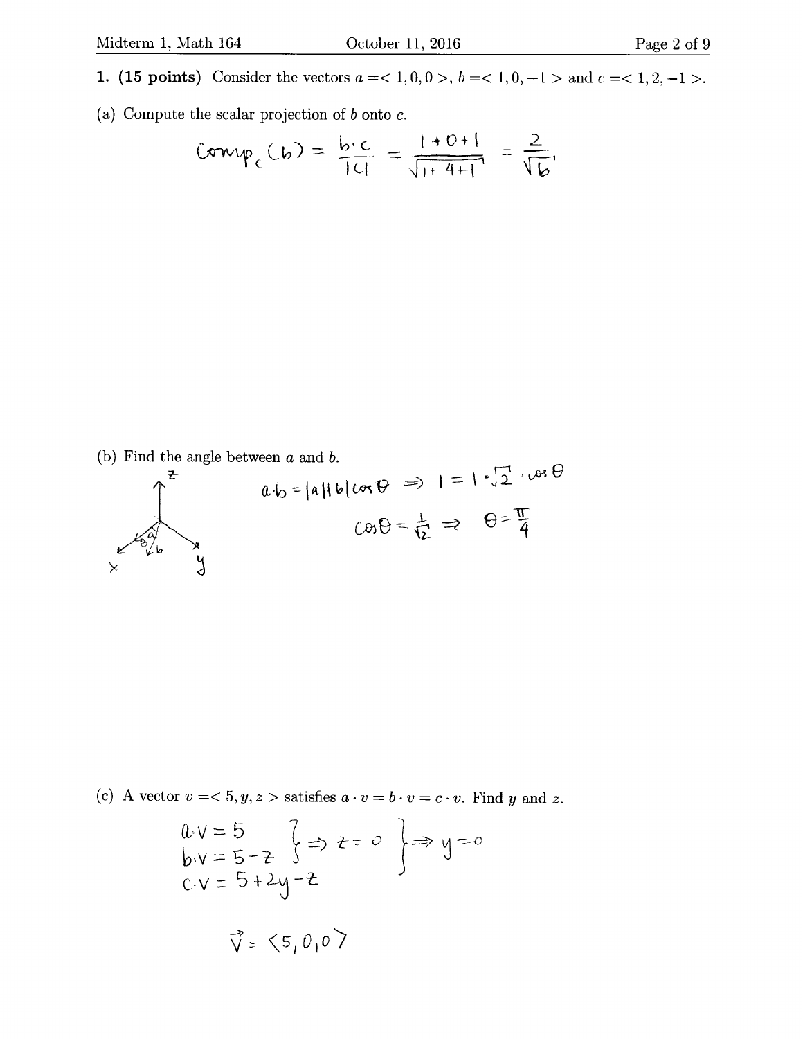**1. (15 points)** Consider the vectors $a = \langle 1, 0, 0 \rangle$, $b = \langle 1, 0, -1 \rangle$ and $c = \langle 1, 2, -1 \rangle$.

(a) Compute the scalar projection of $b$ onto $c$.

$$\text{Comp}_c(b) = \frac{b \cdot c}{|c|} = \frac{1 + 0 + 1}{\sqrt{1 + 4 + 1}} = \frac{2}{\sqrt{6}}$$

(b) Find the angle between $a$ and $b$.

$$a \cdot b = |a||b|\cos\theta \Rightarrow 1 = 1 \cdot \sqrt{2} \cdot \cos\theta$$

$$\cos\theta = \frac{1}{\sqrt{2}} \Rightarrow \theta = \frac{\pi}{4}$$

(c) A vector $v = \langle 5, y, z \rangle$ satisfies $a \cdot v = b \cdot v = c \cdot v$. Find $y$ and $z$.

$$a \cdot v = 5$$
$$b \cdot v = 5 - z$$
$$c \cdot v = 5 + 2y - z$$

$$\Rightarrow z = 0 \Rightarrow y = 0$$

$$\vec{v} = \langle 5, 0, 0 \rangle$$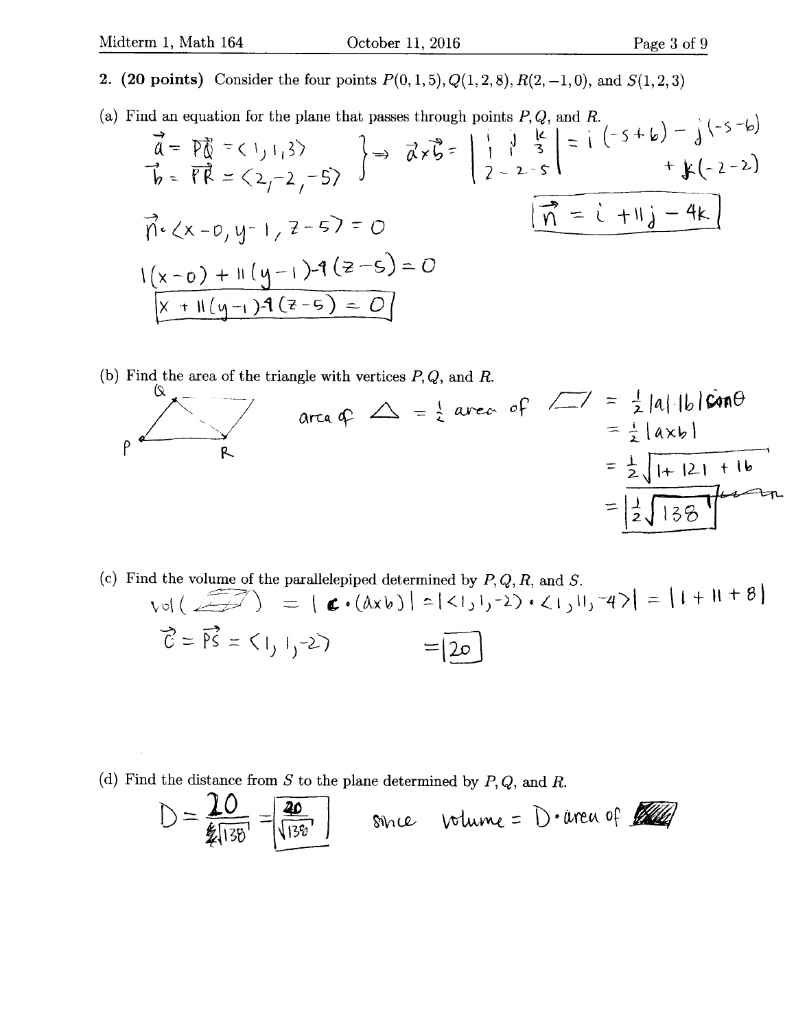**2. (20 points)** Consider the four points $P(0,1,5), Q(1,2,8), R(2,-1,0)$, and $S(1,2,3)$

(a) Find an equation for the plane that passes through points $P, Q$, and $R$.

$$\vec{a} = \vec{PQ} = \langle 1, 1, 3 \rangle$$
$$\vec{b} = \vec{PR} = \langle 2, -2, -5 \rangle$$

$$\Rightarrow \vec{a} \times \vec{b} = \begin{vmatrix} i & j & k \\ 1 & 1 & 3 \\ 2 & -2 & -5 \end{vmatrix} = i(-5+6) - j(-5-6) + k(-2-2)$$

$$\boxed{\vec{n} = i + 11j - 4k}$$

$$\vec{n} \cdot \langle x-0, y-1, z-5 \rangle = 0$$

$$1(x-0) + 11(y-1) - 4(z-5) = 0$$

$$\boxed{x + 11(y-1) - 4(z-5) = 0}$$

(b) Find the area of the triangle with vertices $P, Q$, and $R$.

$$\text{area of } \triangle = \frac{1}{2} \text{ area of } \text{▱} = \frac{1}{2}|a||b|\sin\theta$$
$$= \frac{1}{2}|a \times b|$$
$$= \frac{1}{2}\sqrt{1 + 121 + 16}$$
$$= \boxed{\frac{1}{2}\sqrt{138}}$$

(c) Find the volume of the parallelepiped determined by $P, Q, R$, and $S$.

$$\text{vol} = |\vec{c} \cdot (a \times b)| = |\langle 1, 1, -2 \rangle \cdot \langle 1, 11, -4 \rangle| = |1 + 11 + 8|$$

$$\vec{c} = \vec{PS} = \langle 1, 1, -2 \rangle \qquad = \boxed{20}$$

(d) Find the distance from $S$ to the plane determined by $P, Q$, and $R$.

$$D = \frac{20}{\sqrt{138}} = \boxed{\frac{40}{\sqrt{138}}}$$

since volume = $D \cdot$ area of ▱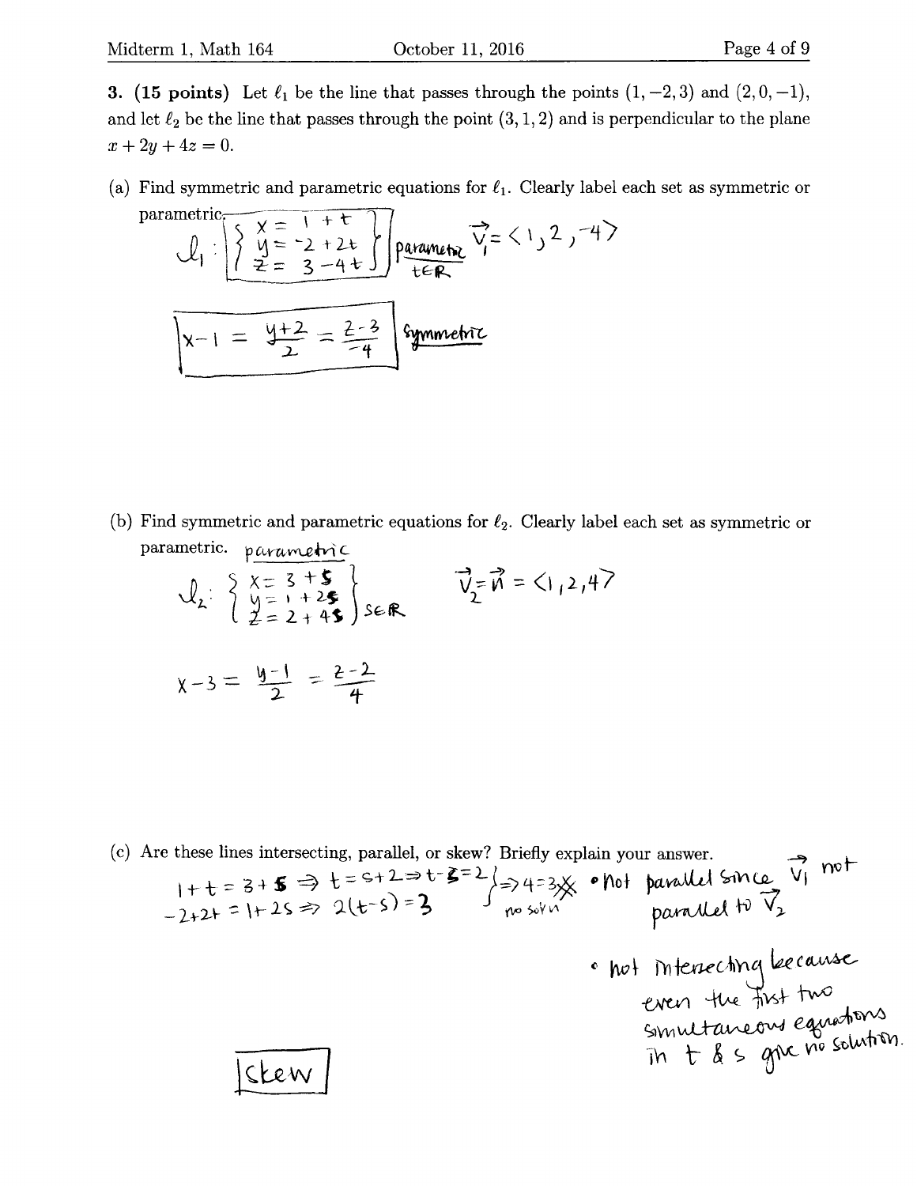**3. (15 points)** Let $\ell_1$ be the line that passes through the points $(1, -2, 3)$ and $(2, 0, -1)$, and let $\ell_2$ be the line that passes through the point $(3, 1, 2)$ and is perpendicular to the plane $x + 2y + 4z = 0$.

(a) Find symmetric and parametric equations for $\ell_1$. Clearly label each set as symmetric or parametric.

$$\ell_1 : \begin{cases} x = 1 + t \\ y = -2 + 2t \\ z = 3 - 4t \end{cases} \quad \text{parametric}, \ t \in \mathbb{R} \qquad \vec{v}_1 = \langle 1, 2, -4 \rangle$$

$$x - 1 = \frac{y+2}{2} = \frac{z-3}{-4} \quad \text{symmetric}$$

(b) Find symmetric and parametric equations for $\ell_2$. Clearly label each set as symmetric or parametric.

parametric

$$\ell_2 : \begin{cases} x = 3 + s \\ y = 1 + 2s \\ z = 2 + 4s \end{cases} \quad s \in \mathbb{R} \qquad \vec{v}_2 = \vec{n} = \langle 1, 2, 4 \rangle$$

$$x - 3 = \frac{y-1}{2} = \frac{z-2}{4}$$

(c) Are these lines intersecting, parallel, or skew? Briefly explain your answer.

$$1 + t = 3 + s \Rightarrow t = s + 2 \Rightarrow t - s = 2$$
$$-2 + 2t = 1 + 2s \Rightarrow 2(t - s) = 3$$
$$\Rightarrow 4 = 3 \text{ no soln}$$

- not parallel since $\vec{v}_1$ not parallel to $\vec{v}_2$
- not intersecting because even the first two simultaneous equations in $t$ & $s$ give no solution.

**skew**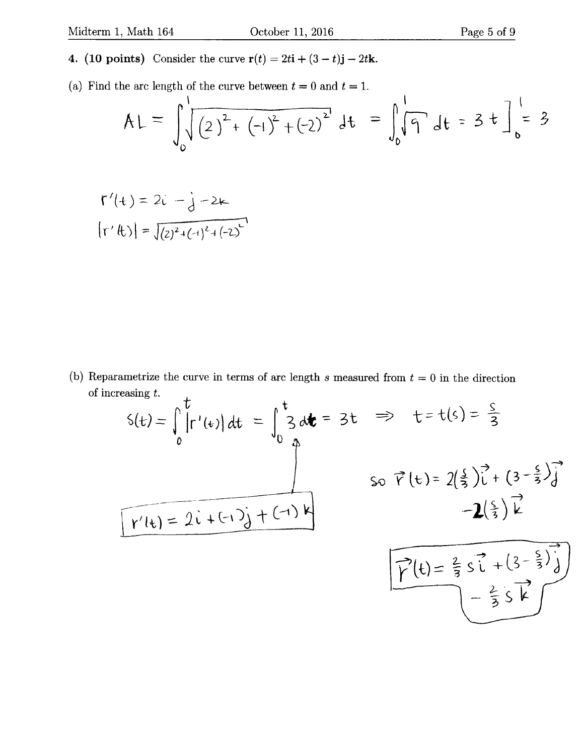**4. (10 points)** Consider the curve $\mathbf{r}(t) = 2t\mathbf{i} + (3-t)\mathbf{j} - 2t\mathbf{k}$.

(a) Find the arc length of the curve between $t = 0$ and $t = 1$.

$$AL = \int_0^1 \sqrt{(2)^2 + (-1)^2 + (-2)^2}\, dt = \int_0^1 \sqrt{9}\, dt = 3t \Big]_0^1 = 3$$

$$r'(t) = 2i - j - 2k$$

$$|r'(t)| = \sqrt{(2)^2 + (-1)^2 + (-2)^2}$$

(b) Reparametrize the curve in terms of arc length $s$ measured from $t = 0$ in the direction of increasing $t$.

$$s(t) = \int_0^t |r'(t)|\, dt = \int_0^t 3\, dt = 3t \Rightarrow t = t(s) = \frac{s}{3}$$

$$r'(t) = 2i + (-1)j + (-1)k$$

$$\text{so } \vec{r}(t) = 2\left(\frac{s}{3}\right)\vec{i} + \left(3 - \frac{s}{3}\right)\vec{j} - 2\left(\frac{s}{3}\right)\vec{k}$$

$$\boxed{\vec{r}(t) = \frac{2}{3}s\vec{i} + \left(3 - \frac{s}{3}\right)\vec{j} - \frac{2}{3}s\vec{k}}$$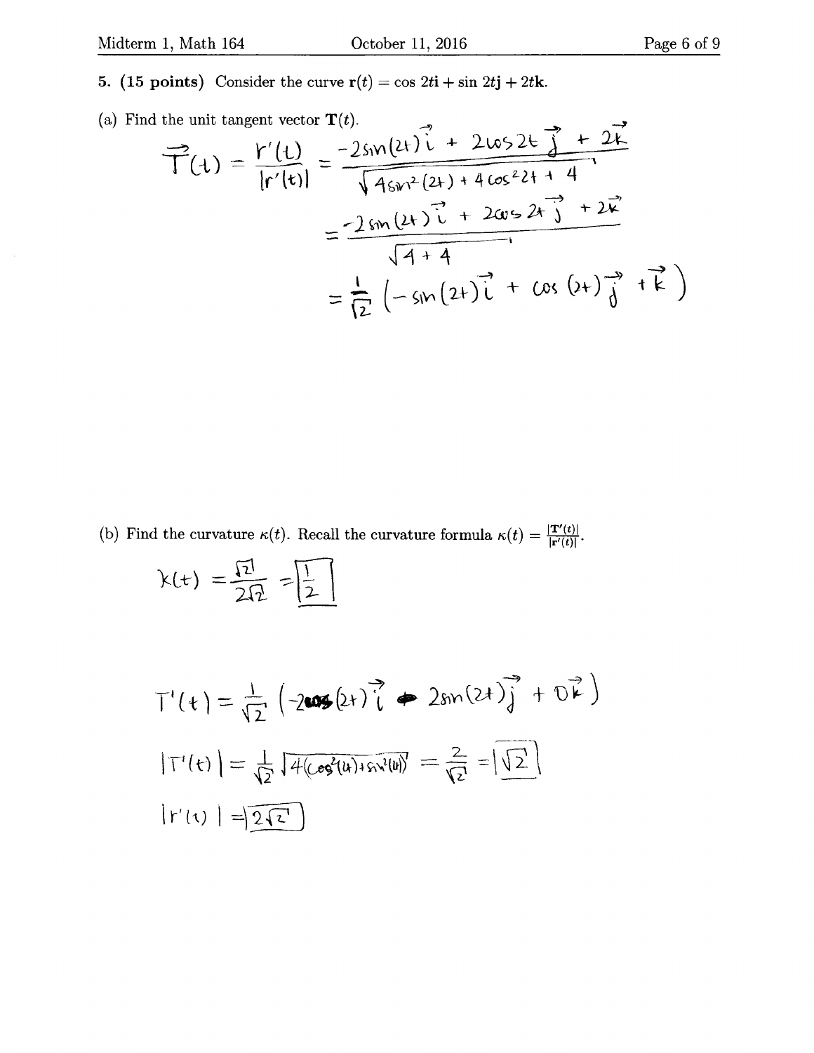**5. (15 points)** Consider the curve $\mathbf{r}(t) = \cos 2t\mathbf{i} + \sin 2t\mathbf{j} + 2t\mathbf{k}$.

(a) Find the unit tangent vector $\mathbf{T}(t)$.

$$\vec{T}(t) = \frac{r'(t)}{|r'(t)|} = \frac{-2\sin(2t)\vec{i} + 2\cos 2t\,\vec{j} + 2\vec{k}}{\sqrt{4\sin^2(2t) + 4\cos^2 2t + 4}}$$

$$= \frac{-2\sin(2t)\vec{i} + 2\cos 2t\,\vec{j} + 2\vec{k}}{\sqrt{4+4}}$$

$$= \frac{1}{\sqrt{2}}\left(-\sin(2t)\vec{i} + \cos(2t)\vec{j} + \vec{k}\right)$$

(b) Find the curvature $\kappa(t)$. Recall the curvature formula $\kappa(t) = \frac{|\mathbf{T}'(t)|}{|\mathbf{r}'(t)|}$.

$$k(t) = \frac{\sqrt{2}}{2\sqrt{2}} = \boxed{\frac{1}{2}}$$

$$T'(t) = \frac{1}{\sqrt{2}}\left(-2\cos(2t)\vec{i} - 2\sin(2t)\vec{j} + 0\vec{k}\right)$$

$$|T'(t)| = \frac{1}{\sqrt{2}}\sqrt{4(\cos^2(4t) + \sin^2(4t))} = \frac{2}{\sqrt{2}} = \boxed{\sqrt{2}}$$

$$|r'(t)| = \boxed{2\sqrt{2}}$$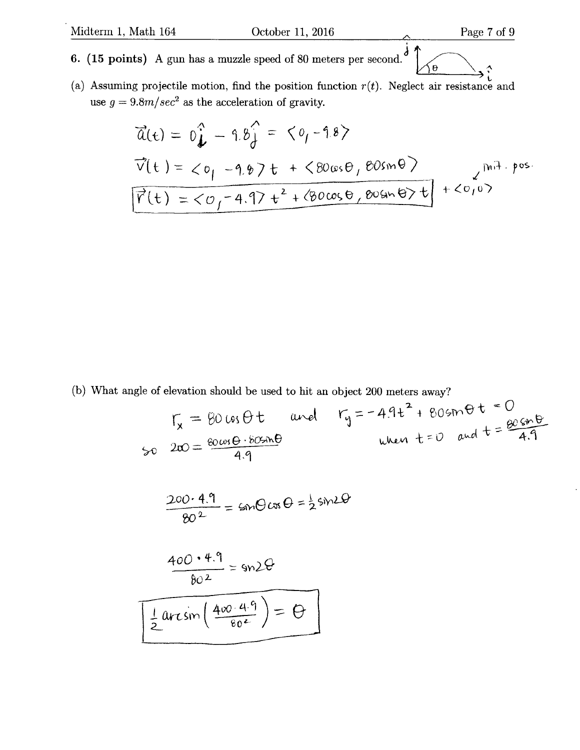**6. (15 points)** A gun has a muzzle speed of 80 meters per second.

(a) Assuming projectile motion, find the position function $r(t)$. Neglect air resistance and use $g = 9.8m/sec^2$ as the acceleration of gravity.

$$\vec{a}(t) = 0\hat{i} - 9.8\hat{j} = \langle 0, -9.8 \rangle$$

$$\vec{v}(t) = \langle 0, -9.8 \rangle t + \langle 80\cos\theta, 80\sin\theta \rangle$$

$$\boxed{\vec{r}(t) = \langle 0, -4.9 \rangle t^2 + \langle 80\cos\theta, 80\sin\theta \rangle t} + \langle 0, 0 \rangle \quad \text{(init. pos.)}$$

(b) What angle of elevation should be used to hit an object 200 meters away?

$r_x = 80\cos\theta\, t$ and $r_y = -4.9t^2 + 80\sin\theta\, t = 0$ when $t = 0$ and $t = \frac{80\sin\theta}{4.9}$

so $200 = \frac{80\cos\theta \cdot 80\sin\theta}{4.9}$

$$\frac{200 \cdot 4.9}{80^2} = \sin\theta\cos\theta = \frac{1}{2}\sin 2\theta$$

$$\frac{400 \cdot 4.9}{80^2} = \sin 2\theta$$

$$\boxed{\frac{1}{2}\arcsin\left(\frac{400 \cdot 4.9}{80^2}\right) = \theta}$$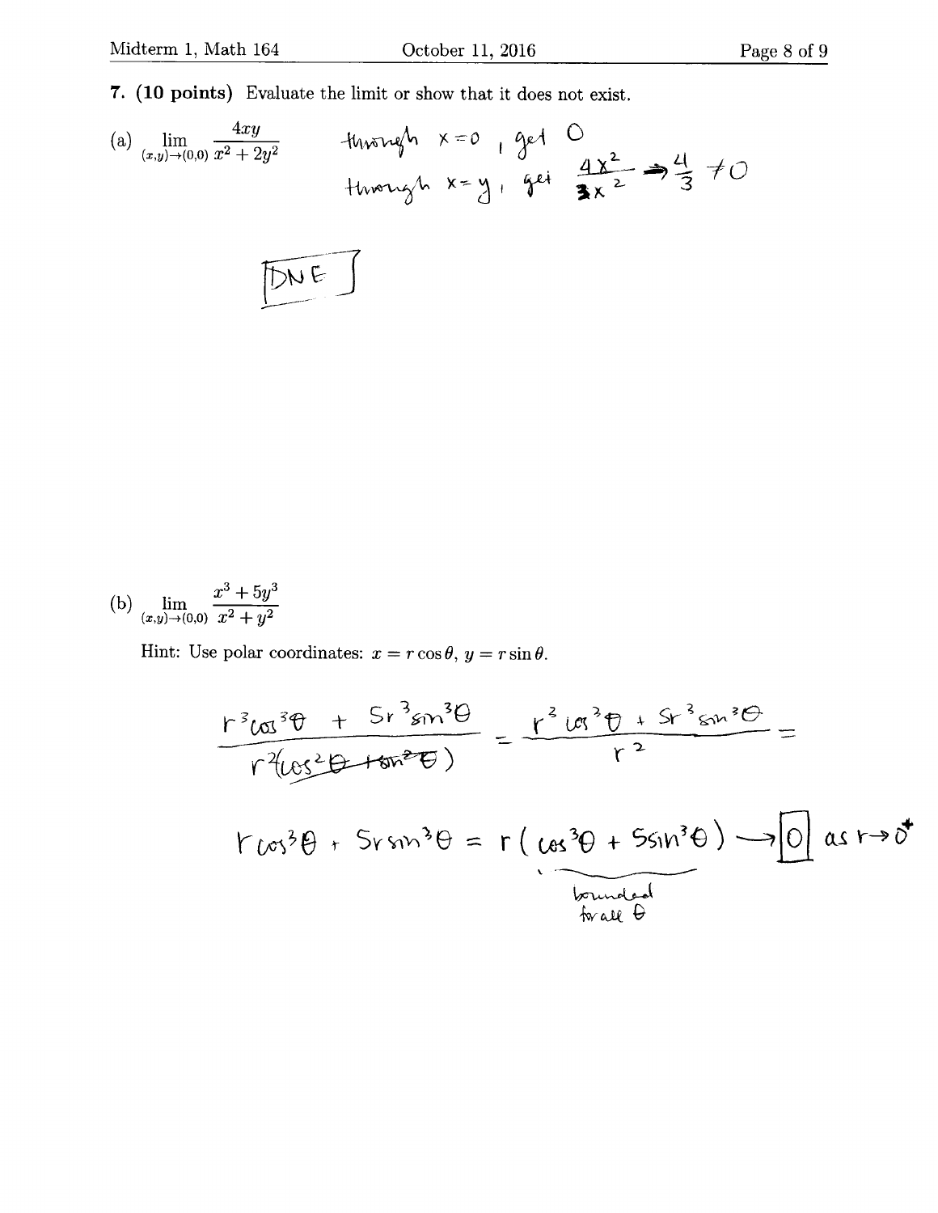**7. (10 points)** Evaluate the limit or show that it does not exist.

(a) $\displaystyle\lim_{(x,y)\to(0,0)} \frac{4xy}{x^2+2y^2}$

through $x=0$, get $0$

through $x=y$, get $\frac{4x^2}{3x^2} \to \frac{4}{3} \neq 0$

DNE

(b) $\displaystyle\lim_{(x,y)\to(0,0)} \frac{x^3+5y^3}{x^2+y^2}$

Hint: Use polar coordinates: $x = r\cos\theta$, $y = r\sin\theta$.

$$\frac{r^3\cos^3\theta + 5r^3\sin^3\theta}{r^2(\cos^2\theta + \sin^2\theta)} = \frac{r^3\cos^3\theta + 5r^3\sin^3\theta}{r^2} =$$

$$r\cos^3\theta + 5r\sin^3\theta = r(\underbrace{\cos^3\theta + 5\sin^3\theta}_{\text{bounded for all } \theta}) \to \boxed{0} \text{ as } r \to 0^+$$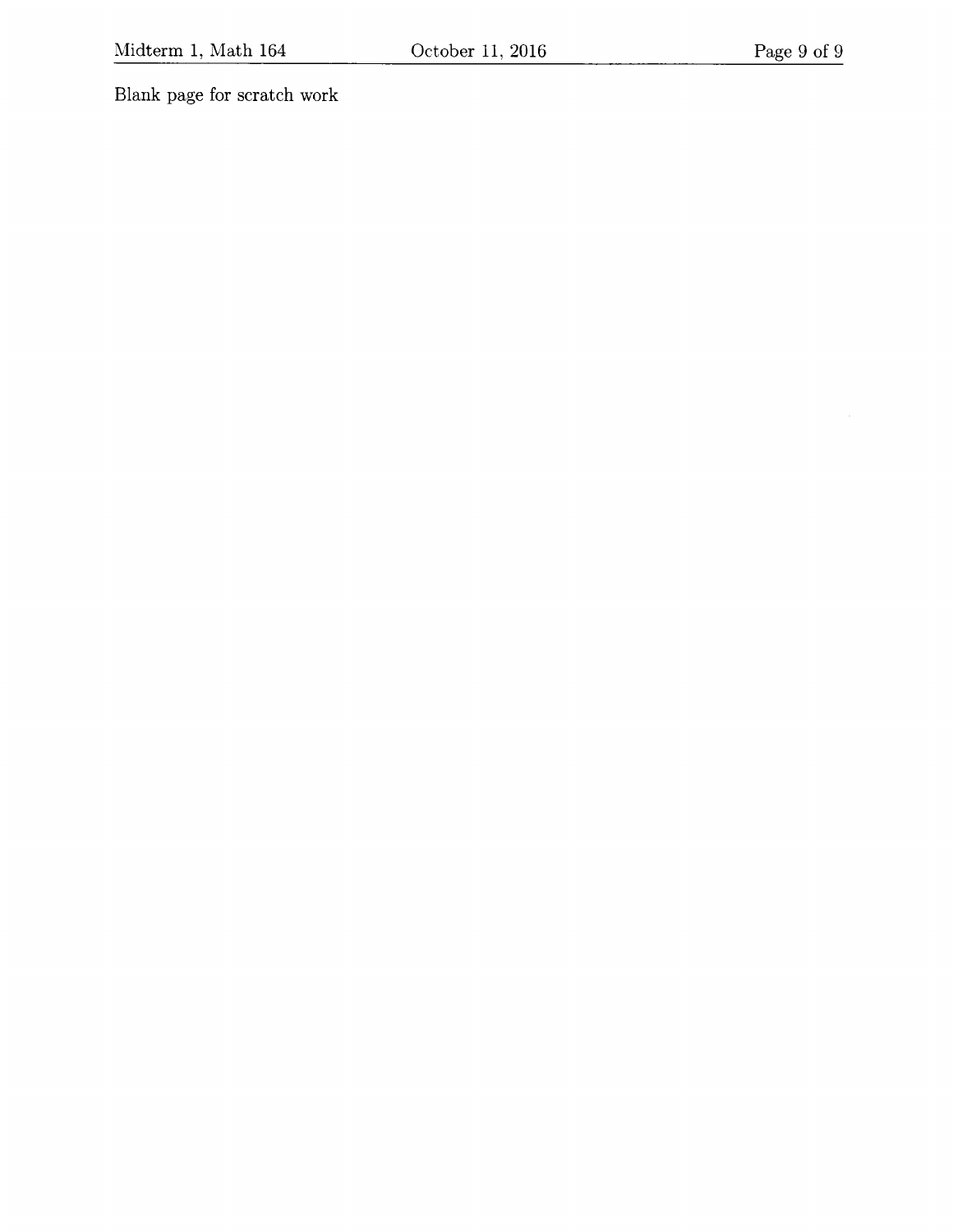Blank page for scratch work